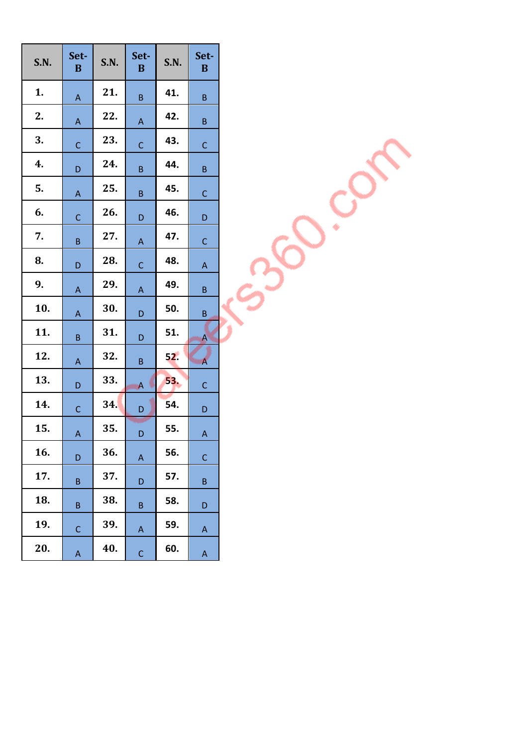| S.N. | Set-B | S.N. | Set-B | S.N. | Set-B |
|---|---|---|---|---|---|
| 1. | A | 21. | B | 41. | B |
| 2. | A | 22. | A | 42. | B |
| 3. | C | 23. | C | 43. | C |
| 4. | D | 24. | B | 44. | B |
| 5. | A | 25. | B | 45. | C |
| 6. | C | 26. | D | 46. | D |
| 7. | B | 27. | A | 47. | C |
| 8. | D | 28. | C | 48. | A |
| 9. | A | 29. | A | 49. | B |
| 10. | A | 30. | D | 50. | B |
| 11. | B | 31. | D | 51. | A |
| 12. | A | 32. | B | 52. | A |
| 13. | D | 33. | A | 53. | C |
| 14. | C | 34. | D | 54. | D |
| 15. | A | 35. | D | 55. | A |
| 16. | D | 36. | A | 56. | C |
| 17. | B | 37. | D | 57. | B |
| 18. | B | 38. | B | 58. | D |
| 19. | C | 39. | A | 59. | A |
| 20. | A | 40. | C | 60. | A |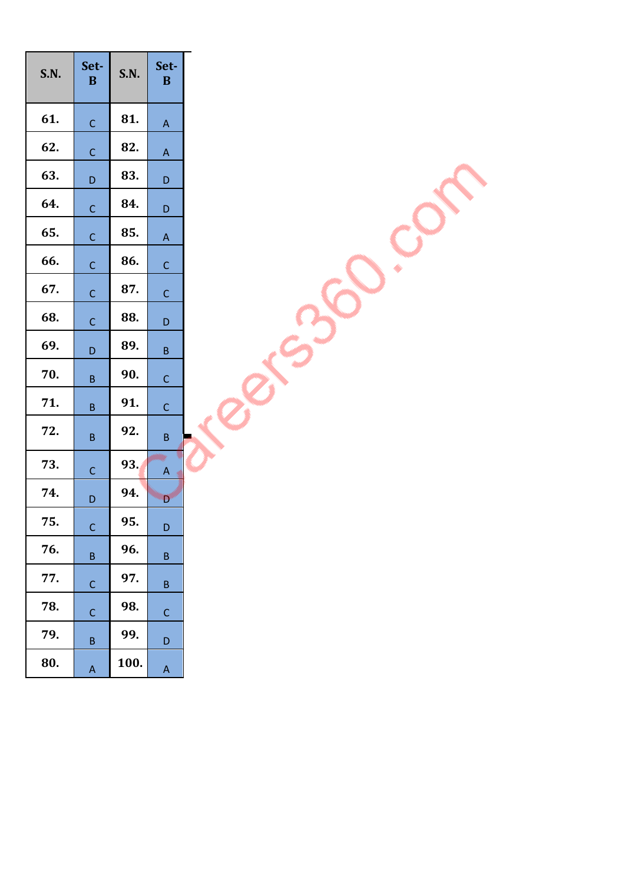| S.N. | Set-B | S.N. | Set-B |
|---|---|---|---|
| 61. | C | 81. | A |
| 62. | C | 82. | A |
| 63. | D | 83. | D |
| 64. | C | 84. | D |
| 65. | C | 85. | A |
| 66. | C | 86. | C |
| 67. | C | 87. | C |
| 68. | C | 88. | D |
| 69. | D | 89. | B |
| 70. | B | 90. | C |
| 71. | B | 91. | C |
| 72. | B | 92. | B |
| 73. | C | 93. | A |
| 74. | D | 94. | D |
| 75. | C | 95. | D |
| 76. | B | 96. | B |
| 77. | C | 97. | B |
| 78. | C | 98. | C |
| 79. | B | 99. | D |
| 80. | A | 100. | A |